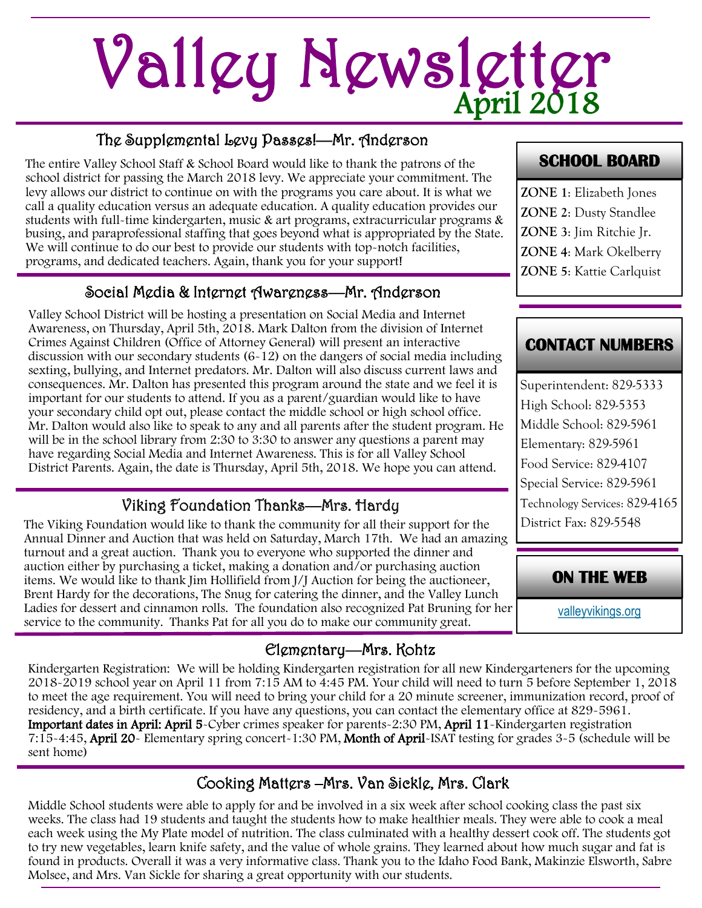# Valley Newsletter

April 2018

## The Supplemental Levy Passes!—Mr. Anderson

The entire Valley School Staff & School Board would like to thank the patrons of the school district for passing the March 2018 levy. We appreciate your commitment. The levy allows our district to continue on with the programs you care about. It is what we call a quality education versus an adequate education. A quality education provides our students with full-time kindergarten, music & art programs, extracurricular programs & busing, and paraprofessional staffing that goes beyond what is appropriated by the State. We will continue to do our best to provide our students with top-notch facilities, programs, and dedicated teachers. Again, thank you for your support!

## Social Media & Internet Awareness—Mr. Anderson

Valley School District will be hosting a presentation on Social Media and Internet Awareness, on Thursday, April 5th, 2018. Mark Dalton from the division of Internet Crimes Against Children (Office of Attorney General) will present an interactive discussion with our secondary students (6-12) on the dangers of social media including sexting, bullying, and Internet predators. Mr. Dalton will also discuss current laws and consequences. Mr. Dalton has presented this program around the state and we feel it is important for our students to attend. If you as a parent/guardian would like to have your secondary child opt out, please contact the middle school or high school office. Mr. Dalton would also like to speak to any and all parents after the student program. He will be in the school library from 2:30 to 3:30 to answer any questions a parent may have regarding Social Media and Internet Awareness. This is for all Valley School District Parents. Again, the date is Thursday, April 5th, 2018. We hope you can attend.

## Viking Foundation Thanks—Mrs. Hardy

The Viking Foundation would like to thank the community for all their support for the Annual Dinner and Auction that was held on Saturday, March 17th. We had an amazing turnout and a great auction. Thank you to everyone who supported the dinner and auction either by purchasing a ticket, making a donation and/or purchasing auction items. We would like to thank Jim Hollifield from J/J Auction for being the auctioneer, Brent Hardy for the decorations, The Snug for catering the dinner, and the Valley Lunch Ladies for dessert and cinnamon rolls. The foundation also recognized Pat Bruning for her service to the community. Thanks Pat for all you do to make our community great.

## SCHOOL BOARD

**ZONE 1**: Elizabeth Jones
**ZONE 2**: Dusty Standlee
**ZONE 3**: Jim Ritchie Jr.
**ZONE 4**: Mark Okelberry
**ZONE 5**: Kattie Carlquist

## CONTACT NUMBERS

Superintendent: 829-5333
High School: 829-5353
Middle School: 829-5961
Elementary: 829-5961
Food Service: 829-4107
Special Service: 829-5961
Technology Services: 829-4165
District Fax: 829-5548

## ON THE WEB

valleyvikings.org

## Elementary—Mrs. Kohtz

Kindergarten Registration: We will be holding Kindergarten registration for all new Kindergarteners for the upcoming 2018-2019 school year on April 11 from 7:15 AM to 4:45 PM. Your child will need to turn 5 before September 1, 2018 to meet the age requirement. You will need to bring your child for a 20 minute screener, immunization record, proof of residency, and a birth certificate. If you have any questions, you can contact the elementary office at 829-5961.
**Important dates in April: April 5**-Cyber crimes speaker for parents-2:30 PM, **April 11**-Kindergarten registration 7:15-4:45, **April 20**- Elementary spring concert-1:30 PM, **Month of April**-ISAT testing for grades 3-5 (schedule will be sent home)

## Cooking Matters –Mrs. Van Sickle, Mrs. Clark

Middle School students were able to apply for and be involved in a six week after school cooking class the past six weeks. The class had 19 students and taught the students how to make healthier meals. They were able to cook a meal each week using the My Plate model of nutrition. The class culminated with a healthy dessert cook off. The students got to try new vegetables, learn knife safety, and the value of whole grains. They learned about how much sugar and fat is found in products. Overall it was a very informative class. Thank you to the Idaho Food Bank, Makinzie Elsworth, Sabre Molsee, and Mrs. Van Sickle for sharing a great opportunity with our students.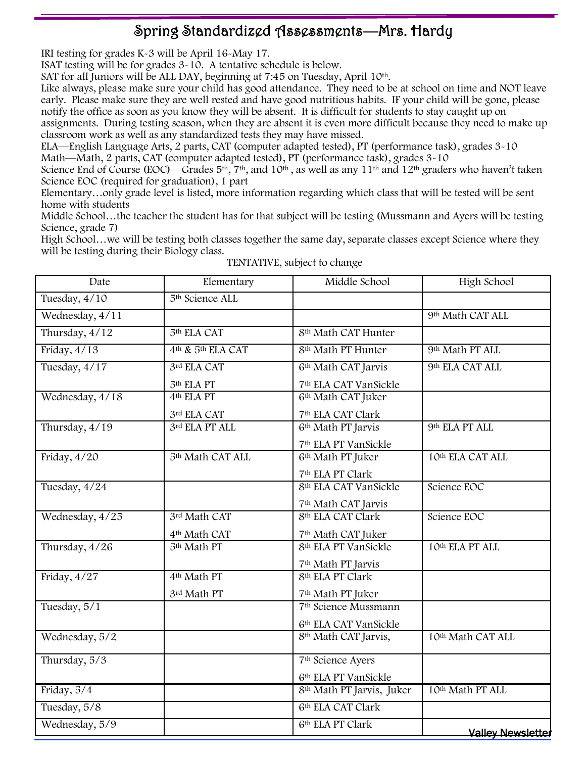# Spring Standardized Assessments—Mrs. Hardy

IRI testing for grades K-3 will be April 16-May 17.

ISAT testing will be for grades 3-10. A tentative schedule is below.

SAT for all Juniors will be ALL DAY, beginning at 7:45 on Tuesday, April 10th.

Like always, please make sure your child has good attendance. They need to be at school on time and NOT leave early. Please make sure they are well rested and have good nutritious habits. IF your child will be gone, please notify the office as soon as you know they will be absent. It is difficult for students to stay caught up on assignments. During testing season, when they are absent it is even more difficult because they need to make up classroom work as well as any standardized tests they may have missed.

ELA—English Language Arts, 2 parts, CAT (computer adapted tested), PT (performance task), grades 3-10

Math—Math, 2 parts, CAT (computer adapted tested), PT (performance task), grades 3-10

Science End of Course (EOC)—Grades 5th, 7th, and 10th, as well as any 11th and 12th graders who haven't taken Science EOC (required for graduation), 1 part

Elementary…only grade level is listed, more information regarding which class that will be tested will be sent home with students

Middle School…the teacher the student has for that subject will be testing (Mussmann and Ayers will be testing Science, grade 7)

High School…we will be testing both classes together the same day, separate classes except Science where they will be testing during their Biology class.

TENTATIVE, subject to change

| Date | Elementary | Middle School | High School |
|---|---|---|---|
| Tuesday, 4/10 | 5th Science ALL | | |
| Wednesday, 4/11 | | | 9th Math CAT ALL |
| Thursday, 4/12 | 5th ELA CAT | 8th Math CAT Hunter | |
| Friday, 4/13 | 4th & 5th ELA CAT | 8th Math PT Hunter | 9th Math PT ALL |
| Tuesday, 4/17 | 3rd ELA CAT<br>5th ELA PT | 6th Math CAT Jarvis<br>7th ELA CAT VanSickle | 9th ELA CAT ALL |
| Wednesday, 4/18 | 4th ELA PT<br>3rd ELA CAT | 6th Math CAT Juker<br>7th ELA CAT Clark | |
| Thursday, 4/19 | 3rd ELA PT ALL | 6th Math PT Jarvis<br>7th ELA PT VanSickle | 9th ELA PT ALL |
| Friday, 4/20 | 5th Math CAT ALL | 6th Math PT Juker<br>7th ELA PT Clark | 10th ELA CAT ALL |
| Tuesday, 4/24 | | 8th ELA CAT VanSickle<br>7th Math CAT Jarvis | Science EOC |
| Wednesday, 4/25 | 3rd Math CAT<br>4th Math CAT | 8th ELA CAT Clark<br>7th Math CAT Juker | Science EOC |
| Thursday, 4/26 | 5th Math PT | 8th ELA PT VanSickle<br>7th Math PT Jarvis | 10th ELA PT ALL |
| Friday, 4/27 | 4th Math PT<br>3rd Math PT | 8th ELA PT Clark<br>7th Math PT Juker | |
| Tuesday, 5/1 | | 7th Science Mussmann<br>6th ELA CAT VanSickle | |
| Wednesday, 5/2 | | 8th Math CAT Jarvis, | 10th Math CAT ALL |
| Thursday, 5/3 | | 7th Science Ayers<br>6th ELA PT VanSickle | |
| Friday, 5/4 | | 8th Math PT Jarvis, Juker | 10th Math PT ALL |
| Tuesday, 5/8 | | 6th ELA CAT Clark | |
| Wednesday, 5/9 | | 6th ELA PT Clark | |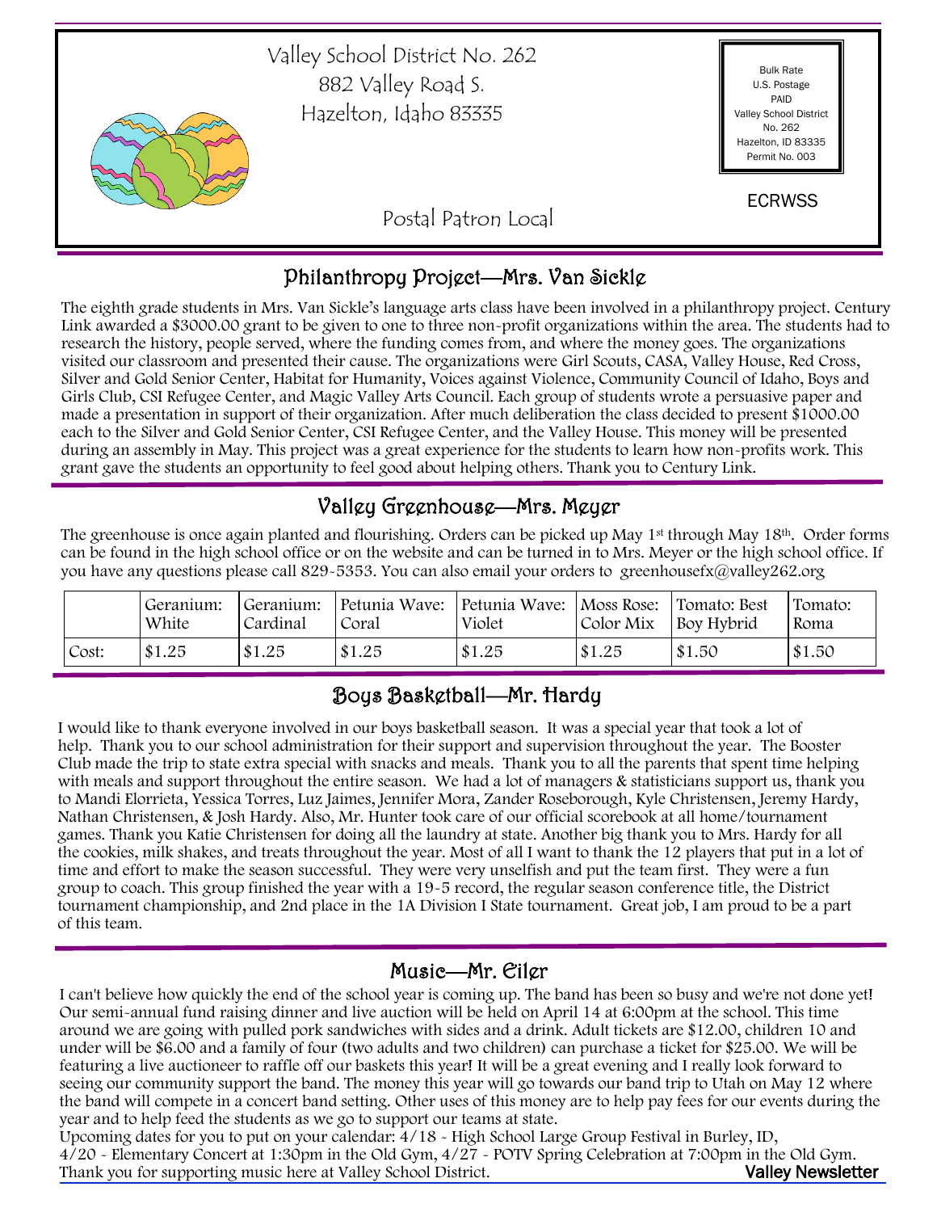Valley School District No. 262
882 Valley Road S.
Hazelton, Idaho 83335

Bulk Rate
U.S. Postage
PAID
Valley School District
No. 262
Hazelton, ID 83335
Permit No. 003

ECRWSS

Postal Patron Local

## Philanthropy Project—Mrs. Van Sickle

The eighth grade students in Mrs. Van Sickle's language arts class have been involved in a philanthropy project. Century Link awarded a $3000.00 grant to be given to one to three non-profit organizations within the area. The students had to research the history, people served, where the funding comes from, and where the money goes. The organizations visited our classroom and presented their cause. The organizations were Girl Scouts, CASA, Valley House, Red Cross, Silver and Gold Senior Center, Habitat for Humanity, Voices against Violence, Community Council of Idaho, Boys and Girls Club, CSI Refugee Center, and Magic Valley Arts Council. Each group of students wrote a persuasive paper and made a presentation in support of their organization. After much deliberation the class decided to present $1000.00 each to the Silver and Gold Senior Center, CSI Refugee Center, and the Valley House. This money will be presented during an assembly in May. This project was a great experience for the students to learn how non-profits work. This grant gave the students an opportunity to feel good about helping others. Thank you to Century Link.

## Valley Greenhouse—Mrs. Meyer

The greenhouse is once again planted and flourishing. Orders can be picked up May 1st through May 18th. Order forms can be found in the high school office or on the website and can be turned in to Mrs. Meyer or the high school office. If you have any questions please call 829-5353. You can also email your orders to greenhousefx@valley262.org

| | Geranium: White | Geranium: Cardinal | Petunia Wave: Coral | Petunia Wave: Violet | Moss Rose: Color Mix | Tomato: Best Boy Hybrid | Tomato: Roma |
|---|---|---|---|---|---|---|---|
| Cost: | $1.25 | $1.25 | $1.25 | $1.25 | $1.25 | $1.50 | $1.50 |

## Boys Basketball—Mr. Hardy

I would like to thank everyone involved in our boys basketball season. It was a special year that took a lot of help. Thank you to our school administration for their support and supervision throughout the year. The Booster Club made the trip to state extra special with snacks and meals. Thank you to all the parents that spent time helping with meals and support throughout the entire season. We had a lot of managers & statisticians support us, thank you to Mandi Elorrieta, Yessica Torres, Luz Jaimes, Jennifer Mora, Zander Roseborough, Kyle Christensen, Jeremy Hardy, Nathan Christensen, & Josh Hardy. Also, Mr. Hunter took care of our official scorebook at all home/tournament games. Thank you Katie Christensen for doing all the laundry at state. Another big thank you to Mrs. Hardy for all the cookies, milk shakes, and treats throughout the year. Most of all I want to thank the 12 players that put in a lot of time and effort to make the season successful. They were very unselfish and put the team first. They were a fun group to coach. This group finished the year with a 19-5 record, the regular season conference title, the District tournament championship, and 2nd place in the 1A Division I State tournament. Great job, I am proud to be a part of this team.

## Music—Mr. Eiler

I can't believe how quickly the end of the school year is coming up. The band has been so busy and we're not done yet! Our semi-annual fund raising dinner and live auction will be held on April 14 at 6:00pm at the school. This time around we are going with pulled pork sandwiches with sides and a drink. Adult tickets are $12.00, children 10 and under will be $6.00 and a family of four (two adults and two children) can purchase a ticket for $25.00. We will be featuring a live auctioneer to raffle off our baskets this year! It will be a great evening and I really look forward to seeing our community support the band. The money this year will go towards our band trip to Utah on May 12 where the band will compete in a concert band setting. Other uses of this money are to help pay fees for our events during the year and to help feed the students as we go to support our teams at state.

Upcoming dates for you to put on your calendar: 4/18 - High School Large Group Festival in Burley, ID, 4/20 - Elementary Concert at 1:30pm in the Old Gym, 4/27 - POTV Spring Celebration at 7:00pm in the Old Gym. Thank you for supporting music here at Valley School District.